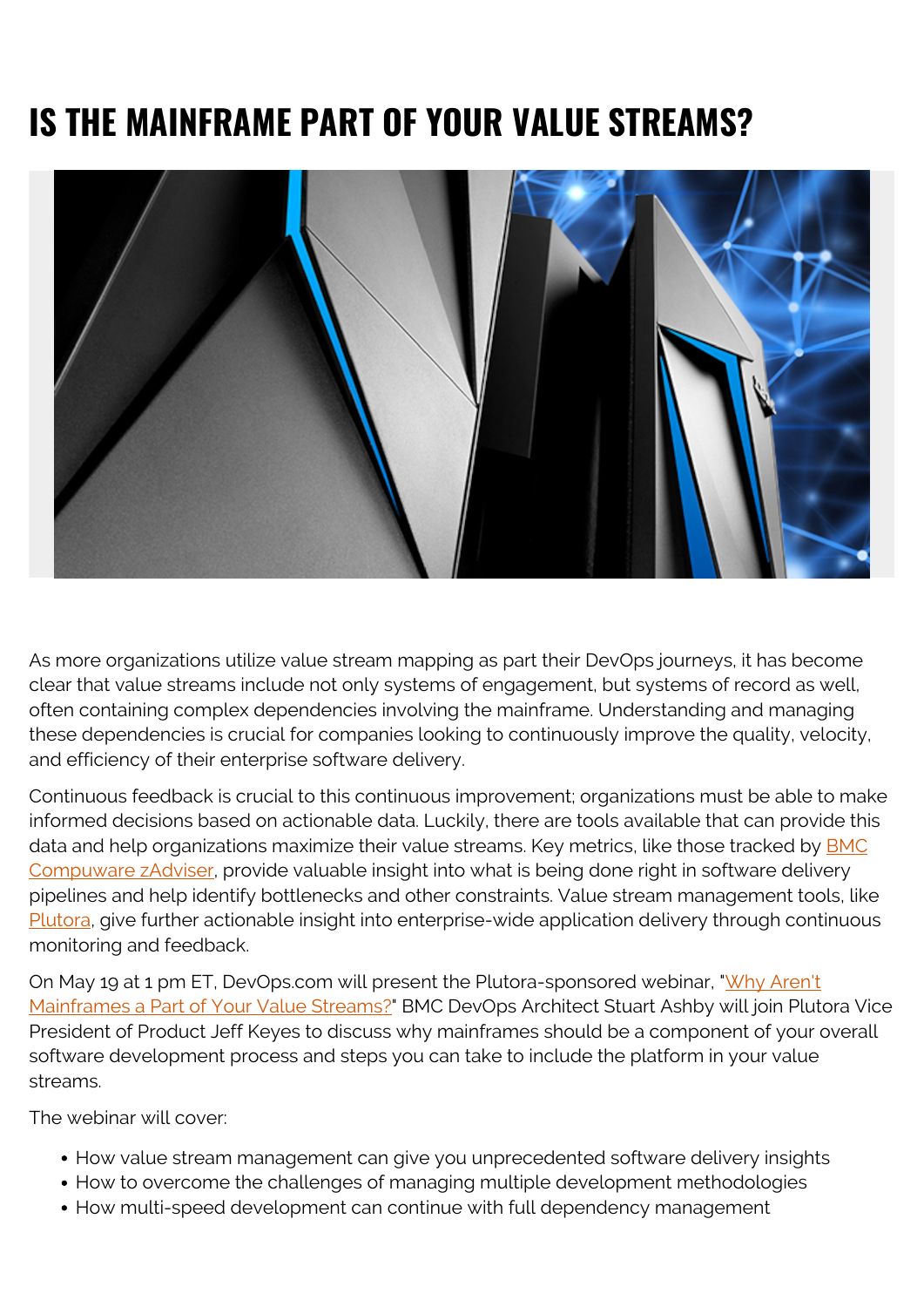# IS THE MAINFRAME PART OF YOUR VALUE STREAMS?

As more organizations utilize value stream mapping as part their DevOps journeys, it has become clear that value streams include not only systems of engagement, but systems of record as well, often containing complex dependencies involving the mainframe. Understanding and managing these dependencies is crucial for companies looking to continuously improve the quality, velocity, and efficiency of their enterprise software delivery.

Continuous feedback is crucial to this continuous improvement; organizations must be able to make informed decisions based on actionable data. Luckily, there are tools available that can provide this data and help organizations maximize their value streams. Key metrics, like those tracked by BMC Compuware zAdviser, provide valuable insight into what is being done right in software delivery pipelines and help identify bottlenecks and other constraints. Value stream management tools, like Plutora, give further actionable insight into enterprise-wide application delivery through continuous monitoring and feedback.

On May 19 at 1 pm ET, DevOps.com will present the Plutora-sponsored webinar, "Why Aren't Mainframes a Part of Your Value Streams?" BMC DevOps Architect Stuart Ashby will join Plutora Vice President of Product Jeff Keyes to discuss why mainframes should be a component of your overall software development process and steps you can take to include the platform in your value streams.

The webinar will cover:

- How value stream management can give you unprecedented software delivery insights
- How to overcome the challenges of managing multiple development methodologies
- How multi-speed development can continue with full dependency management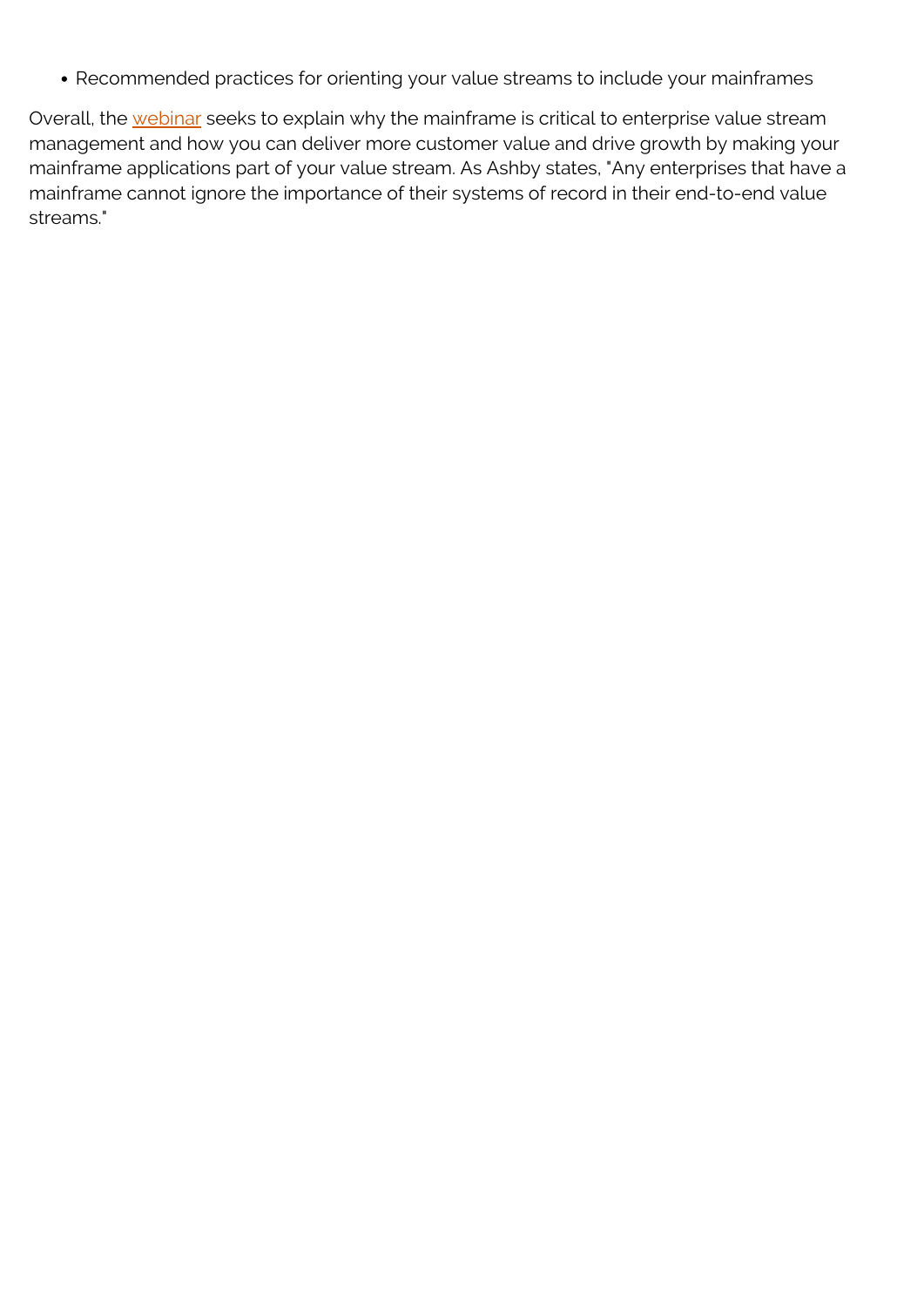- Recommended practices for orienting your value streams to include your mainframes

Overall, the webinar seeks to explain why the mainframe is critical to enterprise value stream management and how you can deliver more customer value and drive growth by making your mainframe applications part of your value stream. As Ashby states, "Any enterprises that have a mainframe cannot ignore the importance of their systems of record in their end-to-end value streams."